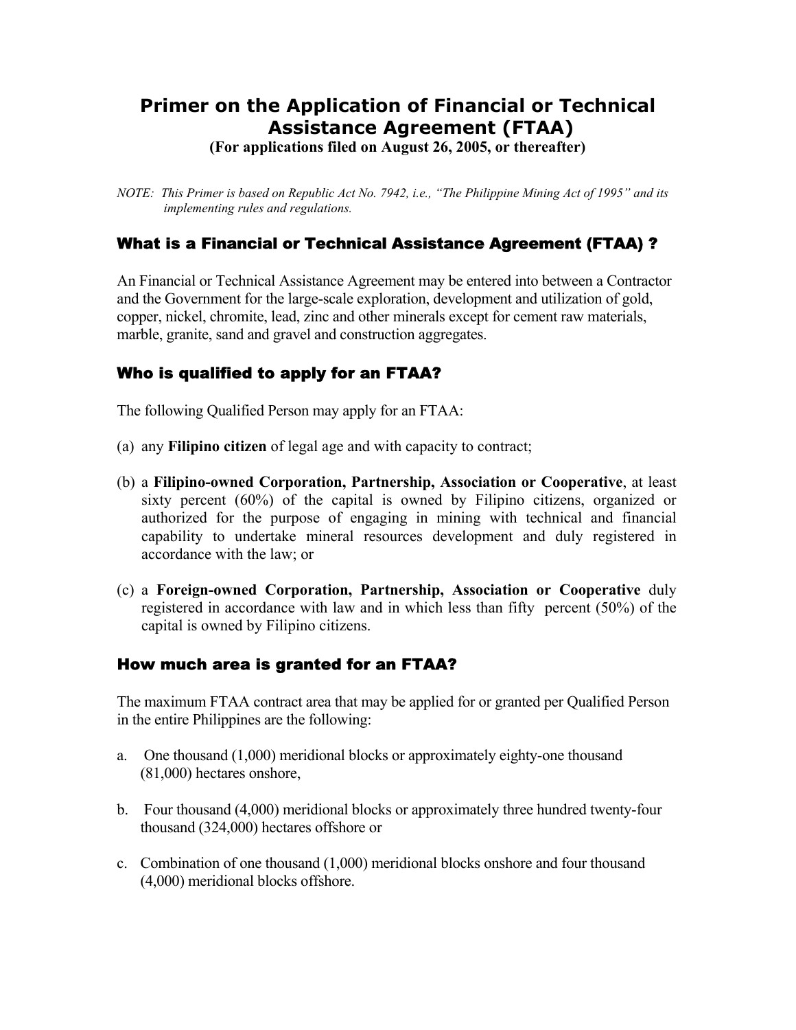# Primer on the Application of Financial or Technical Assistance Agreement (FTAA)

**(For applications filed on August 26, 2005, or thereafter)**

*NOTE: This Primer is based on Republic Act No. 7942, i.e., "The Philippine Mining Act of 1995" and its implementing rules and regulations.*

## What is a Financial or Technical Assistance Agreement (FTAA) ?

An Financial or Technical Assistance Agreement may be entered into between a Contractor and the Government for the large-scale exploration, development and utilization of gold, copper, nickel, chromite, lead, zinc and other minerals except for cement raw materials, marble, granite, sand and gravel and construction aggregates.

## Who is qualified to apply for an FTAA?

The following Qualified Person may apply for an FTAA:

(a) any **Filipino citizen** of legal age and with capacity to contract;

(b) a **Filipino-owned Corporation, Partnership, Association or Cooperative**, at least sixty percent (60%) of the capital is owned by Filipino citizens, organized or authorized for the purpose of engaging in mining with technical and financial capability to undertake mineral resources development and duly registered in accordance with the law; or

(c) a **Foreign-owned Corporation, Partnership, Association or Cooperative** duly registered in accordance with law and in which less than fifty percent (50%) of the capital is owned by Filipino citizens.

## How much area is granted for an FTAA?

The maximum FTAA contract area that may be applied for or granted per Qualified Person in the entire Philippines are the following:

a. One thousand (1,000) meridional blocks or approximately eighty-one thousand (81,000) hectares onshore,

b. Four thousand (4,000) meridional blocks or approximately three hundred twenty-four thousand (324,000) hectares offshore or

c. Combination of one thousand (1,000) meridional blocks onshore and four thousand (4,000) meridional blocks offshore.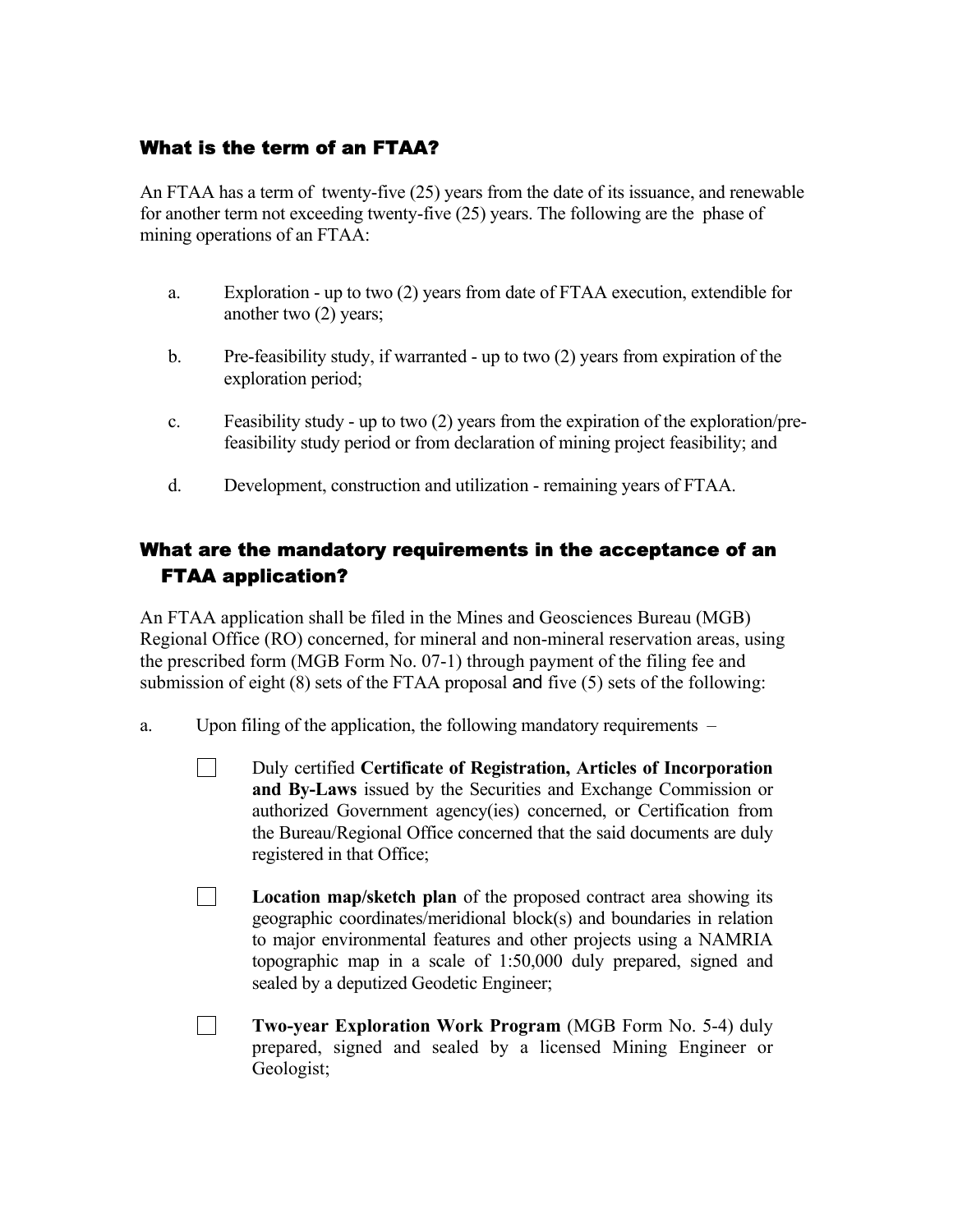### What is the term of an FTAA?

An FTAA has a term of twenty-five (25) years from the date of its issuance, and renewable for another term not exceeding twenty-five (25) years. The following are the phase of mining operations of an FTAA:

a. Exploration - up to two (2) years from date of FTAA execution, extendible for another two (2) years;

b. Pre-feasibility study, if warranted - up to two (2) years from expiration of the exploration period;

c. Feasibility study - up to two (2) years from the expiration of the exploration/pre-feasibility study period or from declaration of mining project feasibility; and

d. Development, construction and utilization - remaining years of FTAA.

### What are the mandatory requirements in the acceptance of an FTAA application?

An FTAA application shall be filed in the Mines and Geosciences Bureau (MGB) Regional Office (RO) concerned, for mineral and non-mineral reservation areas, using the prescribed form (MGB Form No. 07-1) through payment of the filing fee and submission of eight (8) sets of the FTAA proposal and five (5) sets of the following:

a. Upon filing of the application, the following mandatory requirements –

- [ ] Duly certified **Certificate of Registration, Articles of Incorporation and By-Laws** issued by the Securities and Exchange Commission or authorized Government agency(ies) concerned, or Certification from the Bureau/Regional Office concerned that the said documents are duly registered in that Office;

- [ ] **Location map/sketch plan** of the proposed contract area showing its geographic coordinates/meridional block(s) and boundaries in relation to major environmental features and other projects using a NAMRIA topographic map in a scale of 1:50,000 duly prepared, signed and sealed by a deputized Geodetic Engineer;

- [ ] **Two-year Exploration Work Program** (MGB Form No. 5-4) duly prepared, signed and sealed by a licensed Mining Engineer or Geologist;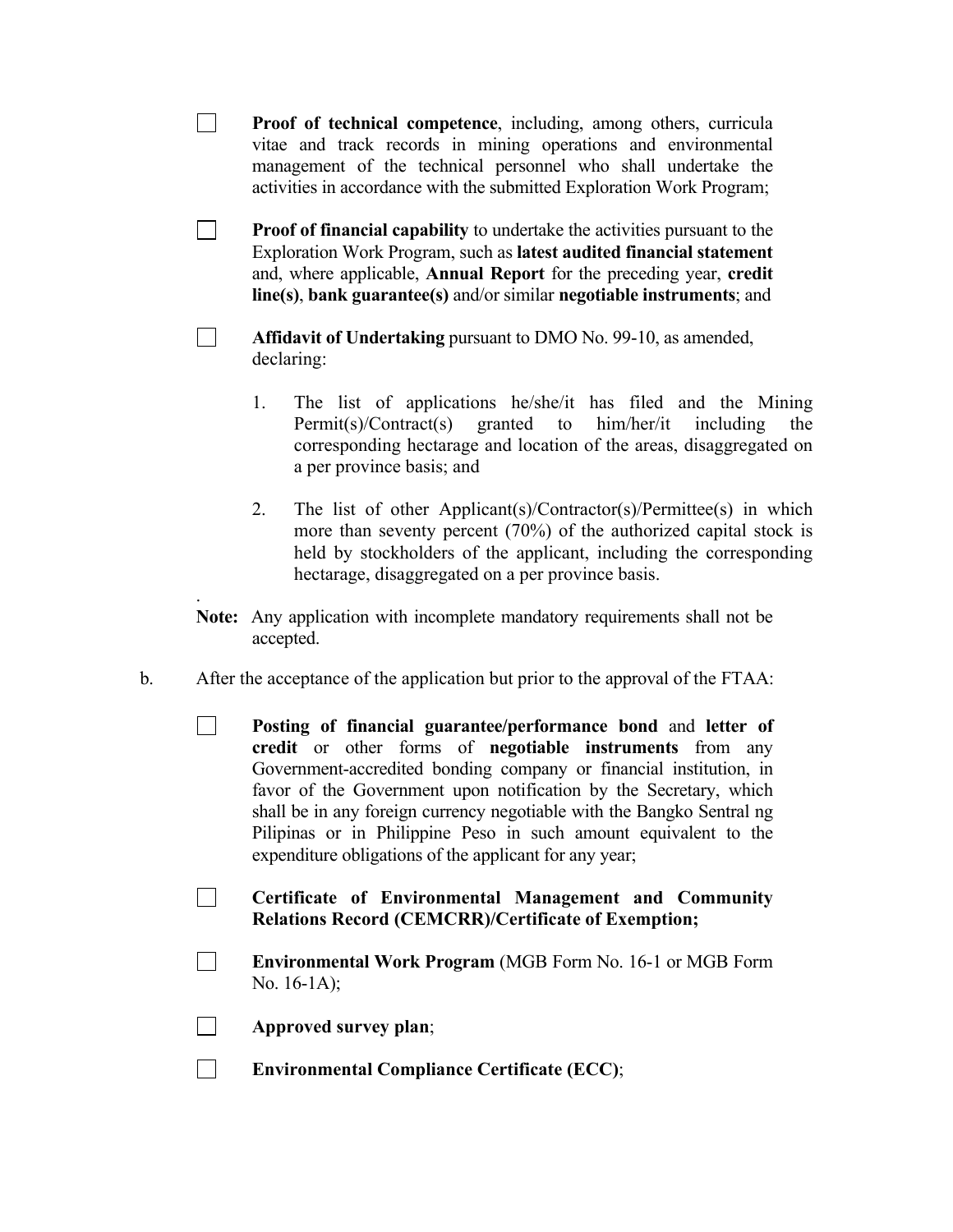- [ ] **Proof of technical competence**, including, among others, curricula vitae and track records in mining operations and environmental management of the technical personnel who shall undertake the activities in accordance with the submitted Exploration Work Program;

- [ ] **Proof of financial capability** to undertake the activities pursuant to the Exploration Work Program, such as **latest audited financial statement** and, where applicable, **Annual Report** for the preceding year, **credit line(s)**, **bank guarantee(s)** and/or similar **negotiable instruments**; and

- [ ] **Affidavit of Undertaking** pursuant to DMO No. 99-10, as amended, declaring:

    1. The list of applications he/she/it has filed and the Mining Permit(s)/Contract(s) granted to him/her/it including the corresponding hectarage and location of the areas, disaggregated on a per province basis; and

    2. The list of other Applicant(s)/Contractor(s)/Permittee(s) in which more than seventy percent (70%) of the authorized capital stock is held by stockholders of the applicant, including the corresponding hectarage, disaggregated on a per province basis.

.
**Note:** Any application with incomplete mandatory requirements shall not be accepted.

b. After the acceptance of the application but prior to the approval of the FTAA:

- [ ] **Posting of financial guarantee/performance bond** and **letter of credit** or other forms of **negotiable instruments** from any Government-accredited bonding company or financial institution, in favor of the Government upon notification by the Secretary, which shall be in any foreign currency negotiable with the Bangko Sentral ng Pilipinas or in Philippine Peso in such amount equivalent to the expenditure obligations of the applicant for any year;

- [ ] **Certificate of Environmental Management and Community Relations Record (CEMCRR)/Certificate of Exemption;**

- [ ] **Environmental Work Program** (MGB Form No. 16-1 or MGB Form No. 16-1A);

- [ ] **Approved survey plan**;

- [ ] **Environmental Compliance Certificate (ECC)**;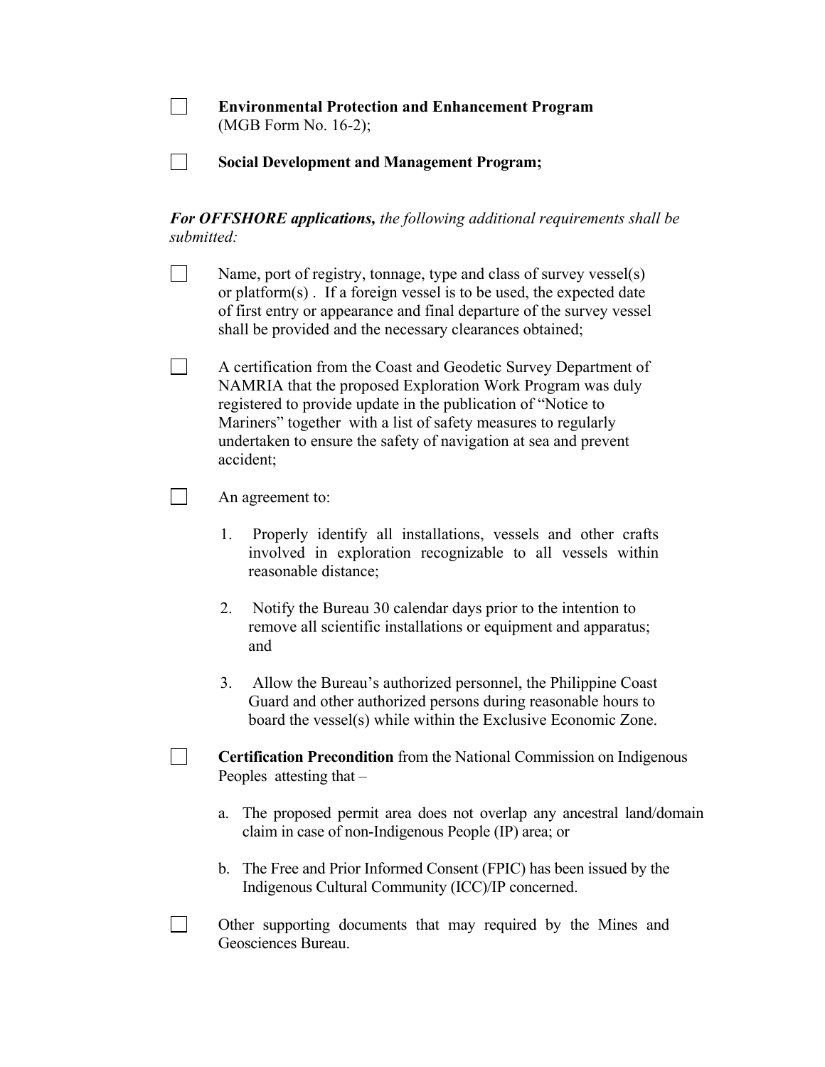- [ ] **Environmental Protection and Enhancement Program** (MGB Form No. 16-2);

- [ ] **Social Development and Management Program;**

***For OFFSHORE applications,*** *the following additional requirements shall be submitted:*

- [ ] Name, port of registry, tonnage, type and class of survey vessel(s) or platform(s) . If a foreign vessel is to be used, the expected date of first entry or appearance and final departure of the survey vessel shall be provided and the necessary clearances obtained;

- [ ] A certification from the Coast and Geodetic Survey Department of NAMRIA that the proposed Exploration Work Program was duly registered to provide update in the publication of "Notice to Mariners" together with a list of safety measures to regularly undertaken to ensure the safety of navigation at sea and prevent accident;

- [ ] An agreement to:

  1. Properly identify all installations, vessels and other crafts involved in exploration recognizable to all vessels within reasonable distance;

  2. Notify the Bureau 30 calendar days prior to the intention to remove all scientific installations or equipment and apparatus; and

  3. Allow the Bureau's authorized personnel, the Philippine Coast Guard and other authorized persons during reasonable hours to board the vessel(s) while within the Exclusive Economic Zone.

- [ ] **Certification Precondition** from the National Commission on Indigenous Peoples attesting that –

  a. The proposed permit area does not overlap any ancestral land/domain claim in case of non-Indigenous People (IP) area; or

  b. The Free and Prior Informed Consent (FPIC) has been issued by the Indigenous Cultural Community (ICC)/IP concerned.

- [ ] Other supporting documents that may required by the Mines and Geosciences Bureau.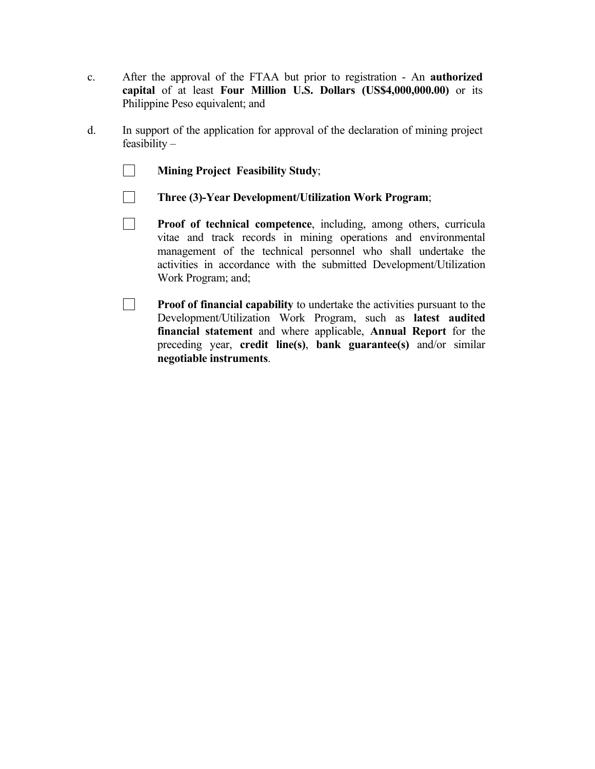c. After the approval of the FTAA but prior to registration - An **authorized capital** of at least **Four Million U.S. Dollars (US$4,000,000.00)** or its Philippine Peso equivalent; and

d. In support of the application for approval of the declaration of mining project feasibility –

- [ ] **Mining Project Feasibility Study**;

- [ ] **Three (3)-Year Development/Utilization Work Program**;

- [ ] **Proof of technical competence**, including, among others, curricula vitae and track records in mining operations and environmental management of the technical personnel who shall undertake the activities in accordance with the submitted Development/Utilization Work Program; and;

- [ ] **Proof of financial capability** to undertake the activities pursuant to the Development/Utilization Work Program, such as **latest audited financial statement** and where applicable, **Annual Report** for the preceding year, **credit line(s)**, **bank guarantee(s)** and/or similar **negotiable instruments**.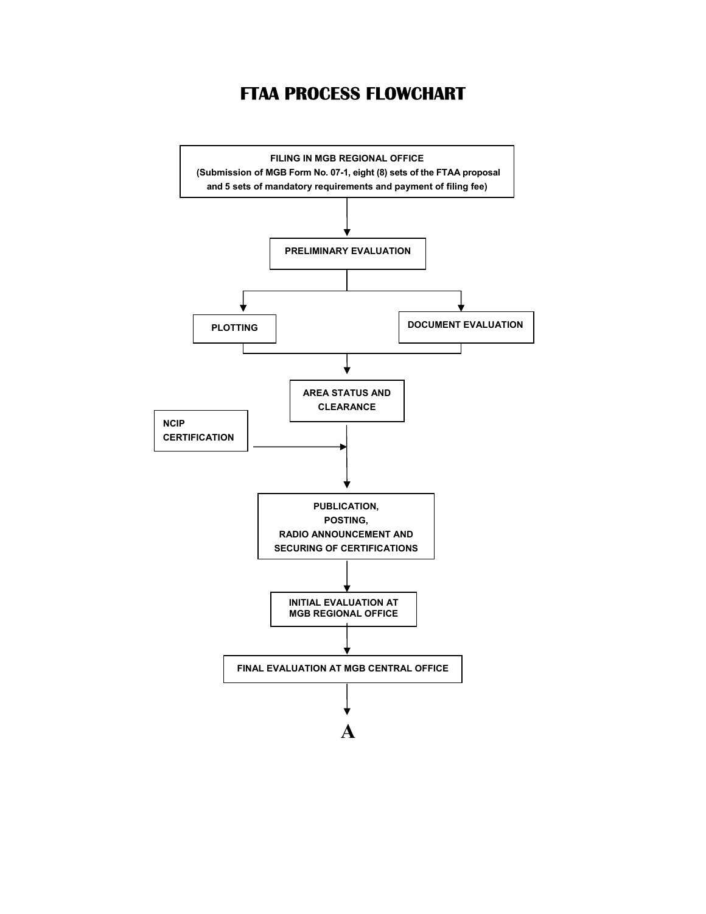# FTAA PROCESS FLOWCHART

**FILING IN MGB REGIONAL OFFICE**
**(Submission of MGB Form No. 07-1, eight (8) sets of the FTAA proposal and 5 sets of mandatory requirements and payment of filing fee)**

↓

**PRELIMINARY EVALUATION**

↓

**PLOTTING** | **DOCUMENT EVALUATION**

↓

**AREA STATUS AND CLEARANCE**

↓ ← **NCIP CERTIFICATION**

**PUBLICATION, POSTING, RADIO ANNOUNCEMENT AND SECURING OF CERTIFICATIONS**

↓

**INITIAL EVALUATION AT MGB REGIONAL OFFICE**

↓

**FINAL EVALUATION AT MGB CENTRAL OFFICE**

↓

**A**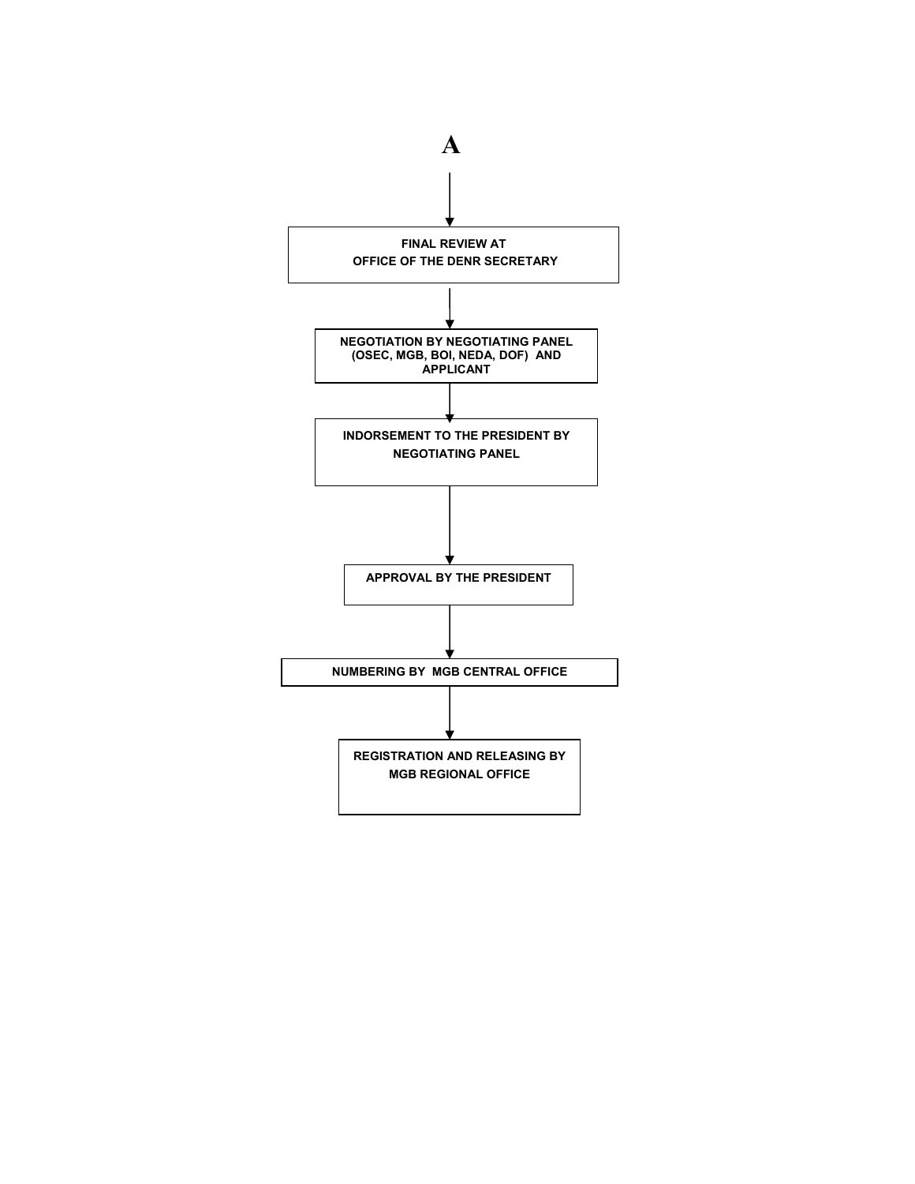**A**

↓

**FINAL REVIEW AT OFFICE OF THE DENR SECRETARY**

↓

**NEGOTIATION BY NEGOTIATING PANEL (OSEC, MGB, BOI, NEDA, DOF) AND APPLICANT**

↓

**INDORSEMENT TO THE PRESIDENT BY NEGOTIATING PANEL**

↓

**APPROVAL BY THE PRESIDENT**

↓

**NUMBERING BY MGB CENTRAL OFFICE**

↓

**REGISTRATION AND RELEASING BY MGB REGIONAL OFFICE**